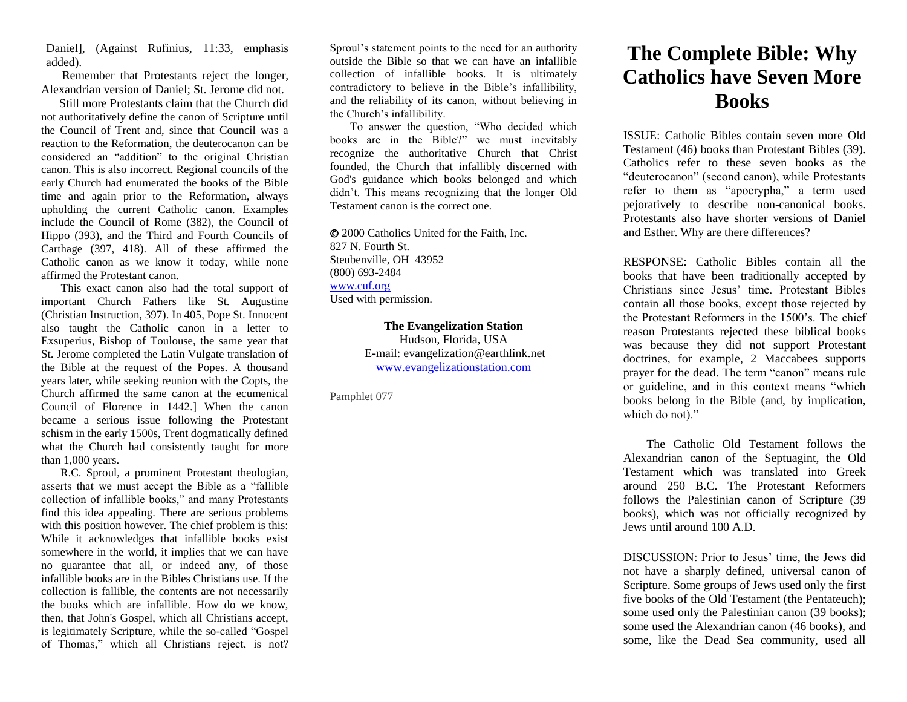Daniel], (Against Rufinius, 11:33, emphasis added).

Remember that Protestants reject the longer, Alexandrian version of Daniel; St. Jerome did not.

Still more Protestants claim that the Church did not authoritatively define the canon of Scripture until the Council of Trent and, since that Council was a reaction to the Reformation, the deuterocanon can be considered an "addition" to the original Christian canon. This is also incorrect. Regional councils of the early Church had enumerated the books of the Bible time and again prior to the Reformation, always upholding the current Catholic canon. Examples include the Council of Rome (382), the Council of Hippo (393), and the Third and Fourth Councils of Carthage (397, 418). All of these affirmed the Catholic canon as we know it today, while none affirmed the Protestant canon.

This exact canon also had the total support of important Church Fathers like St. Augustine (Christian Instruction, 397). In 405, Pope St. Innocent also taught the Catholic canon in a letter to Exsuperius, Bishop of Toulouse, the same year that St. Jerome completed the Latin Vulgate translation of the Bible at the request of the Popes. A thousand years later, while seeking reunion with the Copts, the Church affirmed the same canon at the ecumenical Council of Florence in 1442.] When the canon became a serious issue following the Protestant schism in the early 1500s, Trent dogmatically defined what the Church had consistently taught for more than 1,000 years.

R.C. Sproul, a prominent Protestant theologian, asserts that we must accept the Bible as a "fallible collection of infallible books," and many Protestants find this idea appealing. There are serious problems with this position however. The chief problem is this: While it acknowledges that infallible books exist somewhere in the world, it implies that we can have no guarantee that all, or indeed any, of those infallible books are in the Bibles Christians use. If the collection is fallible, the contents are not necessarily the books which are infallible. How do we know, then, that John's Gospel, which all Christians accept, is legitimately Scripture, while the so-called "Gospel of Thomas," which all Christians reject, is not? Sproul's statement points to the need for an authority outside the Bible so that we can have an infallible collection of infallible books. It is ultimately contradictory to believe in the Bible's infallibility, and the reliability of its canon, without believing in the Church's infallibility.

To answer the question, "Who decided which books are in the Bible?" we must inevitably recognize the authoritative Church that Christ founded, the Church that infallibly discerned with God's guidance which books belonged and which didn't. This means recognizing that the longer Old Testament canon is the correct one.

© 2000 Catholics United for the Faith, Inc.
827 N. Fourth St.
Steubenville, OH 43952
(800) 693-2484
www.cuf.org
Used with permission.

**The Evangelization Station**
Hudson, Florida, USA
E-mail: evangelization@earthlink.net
www.evangelizationstation.com

Pamphlet 077

# The Complete Bible: Why Catholics have Seven More Books

ISSUE: Catholic Bibles contain seven more Old Testament (46) books than Protestant Bibles (39). Catholics refer to these seven books as the "deuterocanon" (second canon), while Protestants refer to them as "apocrypha," a term used pejoratively to describe non-canonical books. Protestants also have shorter versions of Daniel and Esther. Why are there differences?

RESPONSE: Catholic Bibles contain all the books that have been traditionally accepted by Christians since Jesus' time. Protestant Bibles contain all those books, except those rejected by the Protestant Reformers in the 1500's. The chief reason Protestants rejected these biblical books was because they did not support Protestant doctrines, for example, 2 Maccabees supports prayer for the dead. The term "canon" means rule or guideline, and in this context means "which books belong in the Bible (and, by implication, which do not)."

The Catholic Old Testament follows the Alexandrian canon of the Septuagint, the Old Testament which was translated into Greek around 250 B.C. The Protestant Reformers follows the Palestinian canon of Scripture (39 books), which was not officially recognized by Jews until around 100 A.D.

DISCUSSION: Prior to Jesus' time, the Jews did not have a sharply defined, universal canon of Scripture. Some groups of Jews used only the first five books of the Old Testament (the Pentateuch); some used only the Palestinian canon (39 books); some used the Alexandrian canon (46 books), and some, like the Dead Sea community, used all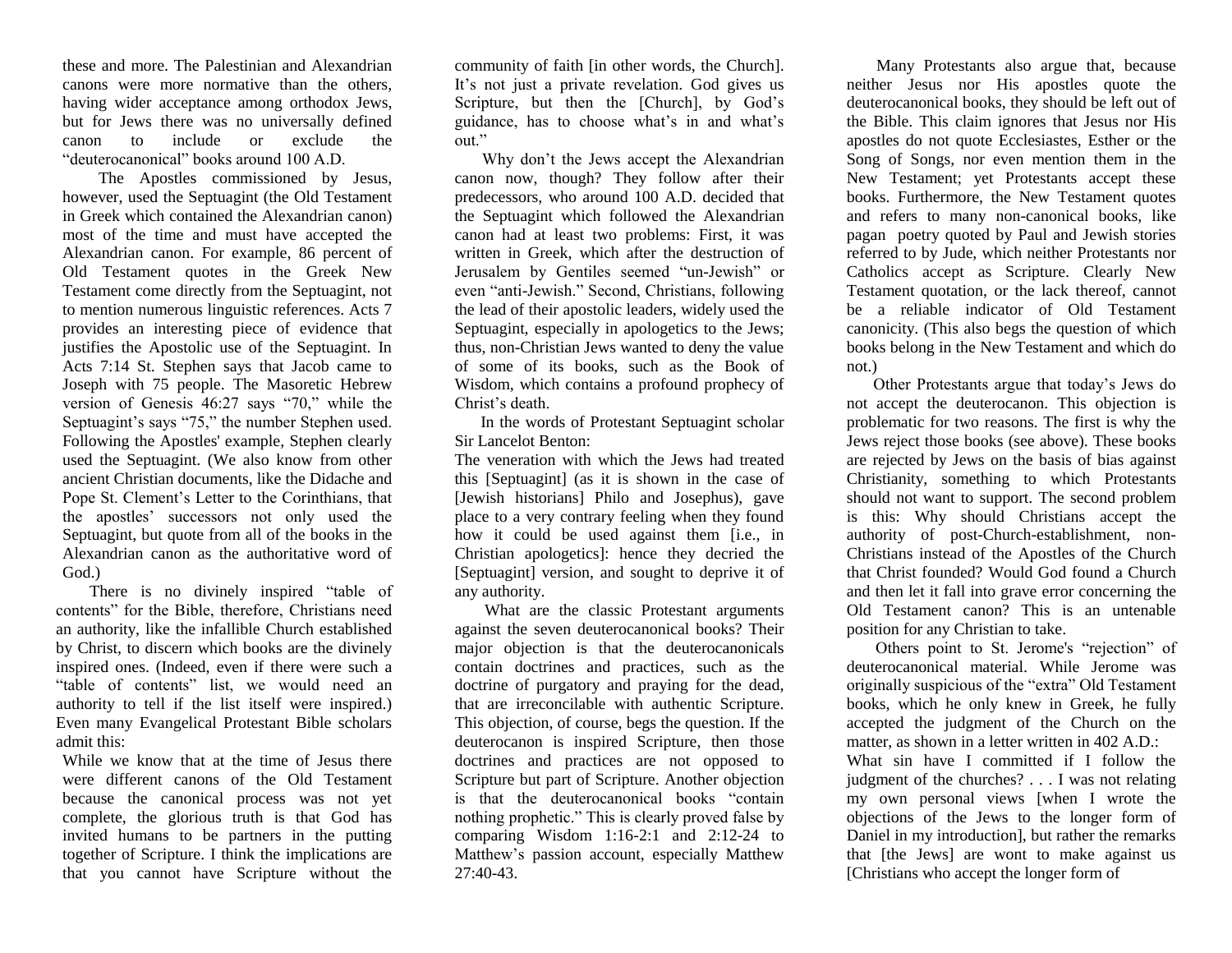these and more. The Palestinian and Alexandrian canons were more normative than the others, having wider acceptance among orthodox Jews, but for Jews there was no universally defined canon to include or exclude the "deuterocanonical" books around 100 A.D.

The Apostles commissioned by Jesus, however, used the Septuagint (the Old Testament in Greek which contained the Alexandrian canon) most of the time and must have accepted the Alexandrian canon. For example, 86 percent of Old Testament quotes in the Greek New Testament come directly from the Septuagint, not to mention numerous linguistic references. Acts 7 provides an interesting piece of evidence that justifies the Apostolic use of the Septuagint. In Acts 7:14 St. Stephen says that Jacob came to Joseph with 75 people. The Masoretic Hebrew version of Genesis 46:27 says "70," while the Septuagint's says "75," the number Stephen used. Following the Apostles' example, Stephen clearly used the Septuagint. (We also know from other ancient Christian documents, like the Didache and Pope St. Clement's Letter to the Corinthians, that the apostles' successors not only used the Septuagint, but quote from all of the books in the Alexandrian canon as the authoritative word of God.)

There is no divinely inspired "table of contents" for the Bible, therefore, Christians need an authority, like the infallible Church established by Christ, to discern which books are the divinely inspired ones. (Indeed, even if there were such a "table of contents" list, we would need an authority to tell if the list itself were inspired.) Even many Evangelical Protestant Bible scholars admit this:

> While we know that at the time of Jesus there were different canons of the Old Testament because the canonical process was not yet complete, the glorious truth is that God has invited humans to be partners in the putting together of Scripture. I think the implications are that you cannot have Scripture without the community of faith [in other words, the Church]. It's not just a private revelation. God gives us Scripture, but then the [Church], by God's guidance, has to choose what's in and what's out."

Why don't the Jews accept the Alexandrian canon now, though? They follow after their predecessors, who around 100 A.D. decided that the Septuagint which followed the Alexandrian canon had at least two problems: First, it was written in Greek, which after the destruction of Jerusalem by Gentiles seemed "un-Jewish" or even "anti-Jewish." Second, Christians, following the lead of their apostolic leaders, widely used the Septuagint, especially in apologetics to the Jews; thus, non-Christian Jews wanted to deny the value of some of its books, such as the Book of Wisdom, which contains a profound prophecy of Christ's death.

In the words of Protestant Septuagint scholar Sir Lancelot Benton:

> The veneration with which the Jews had treated this [Septuagint] (as it is shown in the case of [Jewish historians] Philo and Josephus), gave place to a very contrary feeling when they found how it could be used against them [i.e., in Christian apologetics]: hence they decried the [Septuagint] version, and sought to deprive it of any authority.

What are the classic Protestant arguments against the seven deuterocanonical books? Their major objection is that the deuterocanonicals contain doctrines and practices, such as the doctrine of purgatory and praying for the dead, that are irreconcilable with authentic Scripture. This objection, of course, begs the question. If the deuterocanon is inspired Scripture, then those doctrines and practices are not opposed to Scripture but part of Scripture. Another objection is that the deuterocanonical books "contain nothing prophetic." This is clearly proved false by comparing Wisdom 1:16-2:1 and 2:12-24 to Matthew's passion account, especially Matthew 27:40-43.

Many Protestants also argue that, because neither Jesus nor His apostles quote the deuterocanonical books, they should be left out of the Bible. This claim ignores that Jesus nor His apostles do not quote Ecclesiastes, Esther or the Song of Songs, nor even mention them in the New Testament; yet Protestants accept these books. Furthermore, the New Testament quotes and refers to many non-canonical books, like pagan poetry quoted by Paul and Jewish stories referred to by Jude, which neither Protestants nor Catholics accept as Scripture. Clearly New Testament quotation, or the lack thereof, cannot be a reliable indicator of Old Testament canonicity. (This also begs the question of which books belong in the New Testament and which do not.)

Other Protestants argue that today's Jews do not accept the deuterocanon. This objection is problematic for two reasons. The first is why the Jews reject those books (see above). These books are rejected by Jews on the basis of bias against Christianity, something to which Protestants should not want to support. The second problem is this: Why should Christians accept the authority of post-Church-establishment, non-Christians instead of the Apostles of the Church that Christ founded? Would God found a Church and then let it fall into grave error concerning the Old Testament canon? This is an untenable position for any Christian to take.

Others point to St. Jerome's "rejection" of deuterocanonical material. While Jerome was originally suspicious of the "extra" Old Testament books, which he only knew in Greek, he fully accepted the judgment of the Church on the matter, as shown in a letter written in 402 A.D.:

> What sin have I committed if I follow the judgment of the churches? . . . I was not relating my own personal views [when I wrote the objections of the Jews to the longer form of Daniel in my introduction], but rather the remarks that [the Jews] are wont to make against us [Christians who accept the longer form of